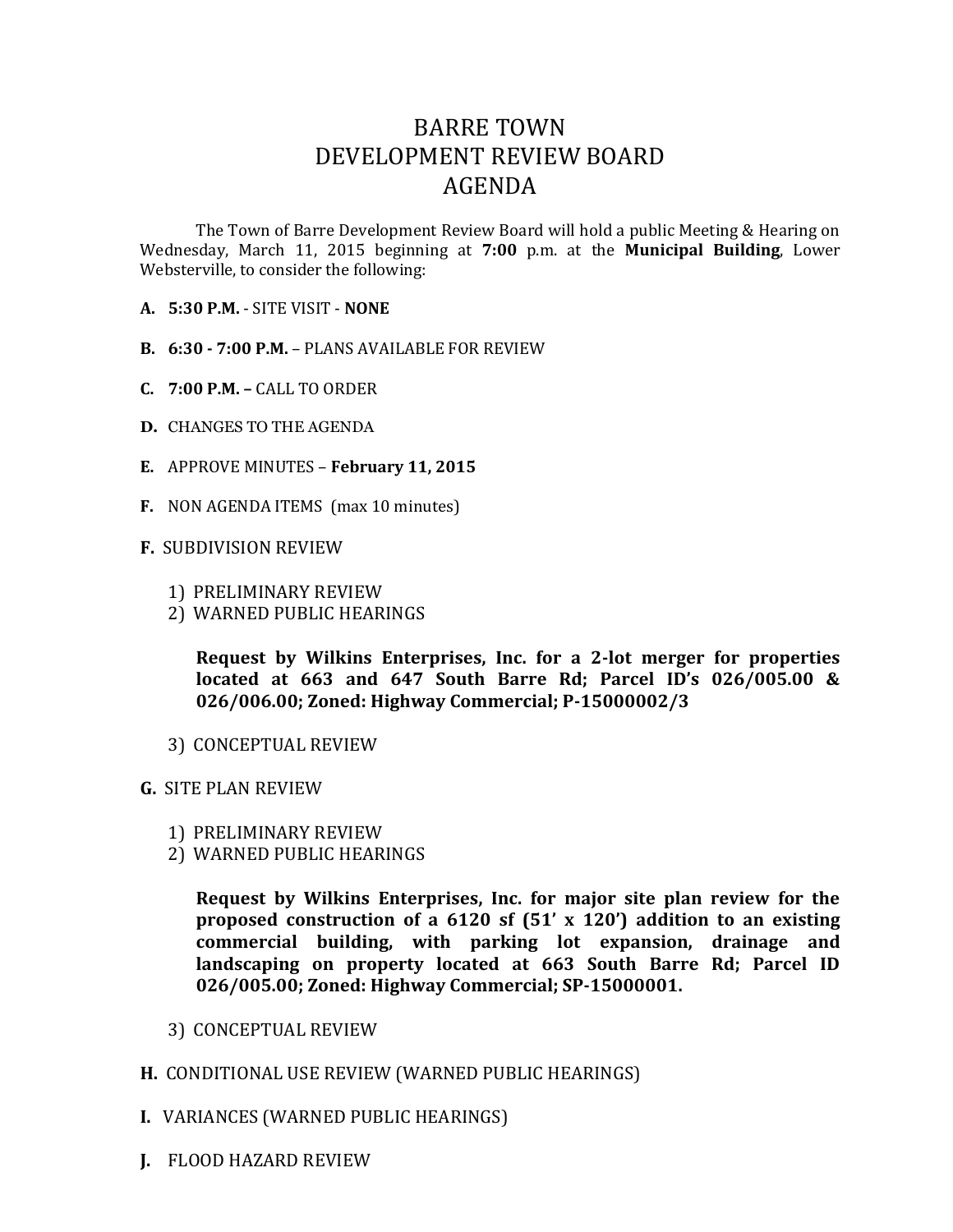# BARRE TOWN
# DEVELOPMENT REVIEW BOARD
# AGENDA

The Town of Barre Development Review Board will hold a public Meeting & Hearing on Wednesday, March 11, 2015 beginning at **7:00** p.m. at the **Municipal Building**, Lower Websterville, to consider the following:

**A. 5:30 P.M.** - SITE VISIT - **NONE**

**B. 6:30 - 7:00 P.M.** – PLANS AVAILABLE FOR REVIEW

**C. 7:00 P.M. –** CALL TO ORDER

**D.** CHANGES TO THE AGENDA

**E.** APPROVE MINUTES – **February 11, 2015**

**F.** NON AGENDA ITEMS (max 10 minutes)

**F.** SUBDIVISION REVIEW

1) PRELIMINARY REVIEW
2) WARNED PUBLIC HEARINGS

   **Request by Wilkins Enterprises, Inc. for a 2-lot merger for properties located at 663 and 647 South Barre Rd; Parcel ID's 026/005.00 & 026/006.00; Zoned: Highway Commercial; P-15000002/3**

3) CONCEPTUAL REVIEW

**G.** SITE PLAN REVIEW

1) PRELIMINARY REVIEW
2) WARNED PUBLIC HEARINGS

   **Request by Wilkins Enterprises, Inc. for major site plan review for the proposed construction of a 6120 sf (51' x 120') addition to an existing commercial building, with parking lot expansion, drainage and landscaping on property located at 663 South Barre Rd; Parcel ID 026/005.00; Zoned: Highway Commercial; SP-15000001.**

3) CONCEPTUAL REVIEW

**H.** CONDITIONAL USE REVIEW (WARNED PUBLIC HEARINGS)

**I.** VARIANCES (WARNED PUBLIC HEARINGS)

**J.** FLOOD HAZARD REVIEW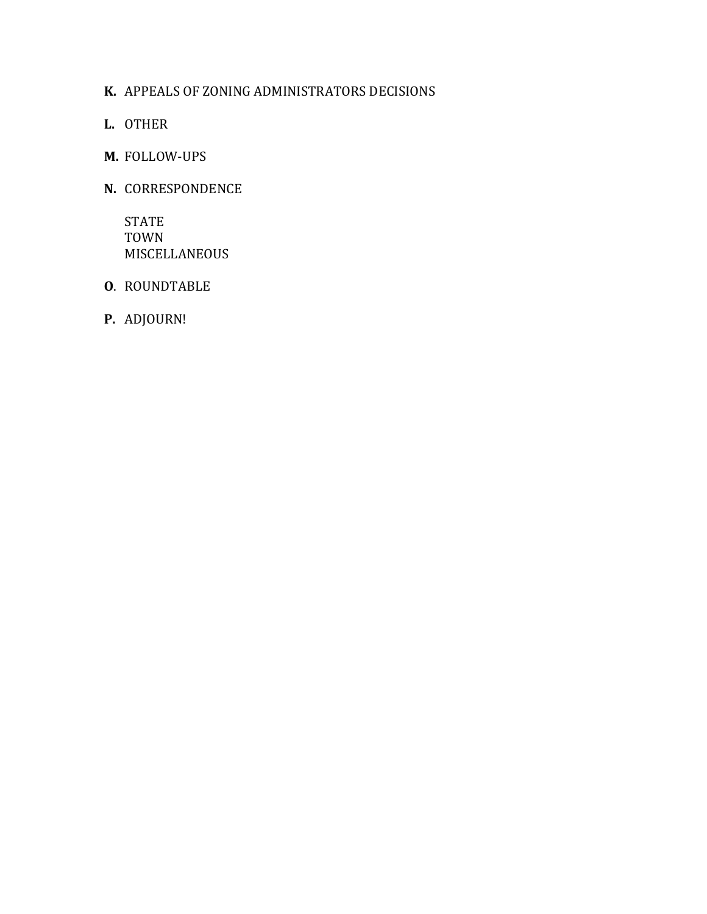**K.** APPEALS OF ZONING ADMINISTRATORS DECISIONS

**L.** OTHER

**M.** FOLLOW-UPS

**N.** CORRESPONDENCE

STATE
TOWN
MISCELLANEOUS

**O**. ROUNDTABLE

**P.** ADJOURN!